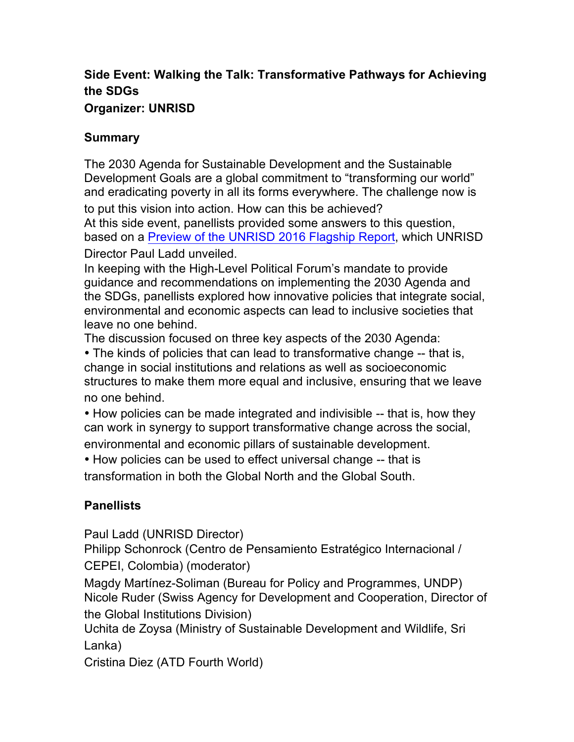**Side Event: Walking the Talk: Transformative Pathways for Achieving the SDGs**
**Organizer: UNRISD**

**Summary**

The 2030 Agenda for Sustainable Development and the Sustainable Development Goals are a global commitment to "transforming our world" and eradicating poverty in all its forms everywhere. The challenge now is to put this vision into action. How can this be achieved?
At this side event, panellists provided some answers to this question, based on a [Preview of the UNRISD 2016 Flagship Report](), which UNRISD Director Paul Ladd unveiled.
In keeping with the High-Level Political Forum's mandate to provide guidance and recommendations on implementing the 2030 Agenda and the SDGs, panellists explored how innovative policies that integrate social, environmental and economic aspects can lead to inclusive societies that leave no one behind.
The discussion focused on three key aspects of the 2030 Agenda:

- The kinds of policies that can lead to transformative change -- that is, change in social institutions and relations as well as socioeconomic structures to make them more equal and inclusive, ensuring that we leave no one behind.
- How policies can be made integrated and indivisible -- that is, how they can work in synergy to support transformative change across the social, environmental and economic pillars of sustainable development.
- How policies can be used to effect universal change -- that is transformation in both the Global North and the Global South.

**Panellists**

Paul Ladd (UNRISD Director)
Philipp Schonrock (Centro de Pensamiento Estratégico Internacional / CEPEI, Colombia) (moderator)
Magdy Martínez-Soliman (Bureau for Policy and Programmes, UNDP)
Nicole Ruder (Swiss Agency for Development and Cooperation, Director of the Global Institutions Division)
Uchita de Zoysa (Ministry of Sustainable Development and Wildlife, Sri Lanka)
Cristina Diez (ATD Fourth World)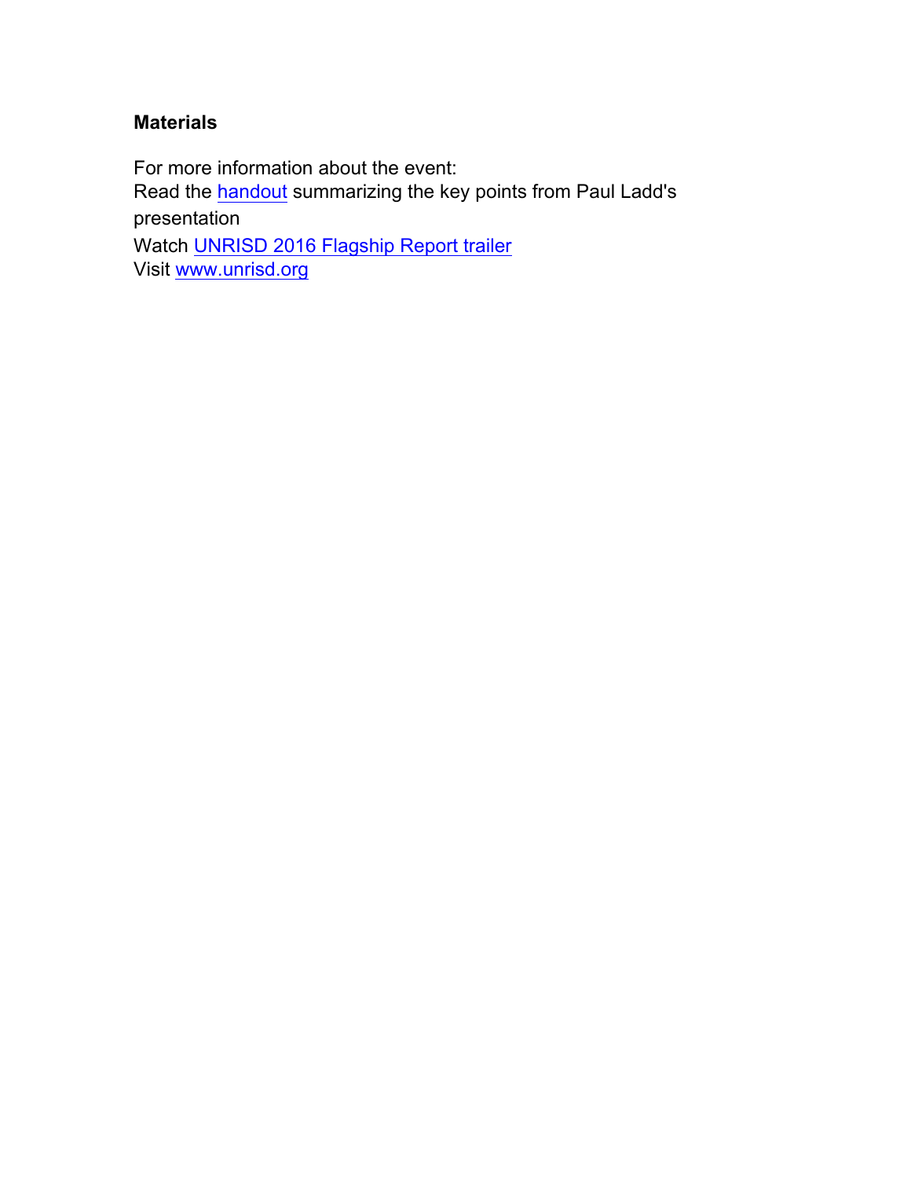**Materials**

For more information about the event:
Read the handout summarizing the key points from Paul Ladd's presentation
Watch UNRISD 2016 Flagship Report trailer
Visit www.unrisd.org